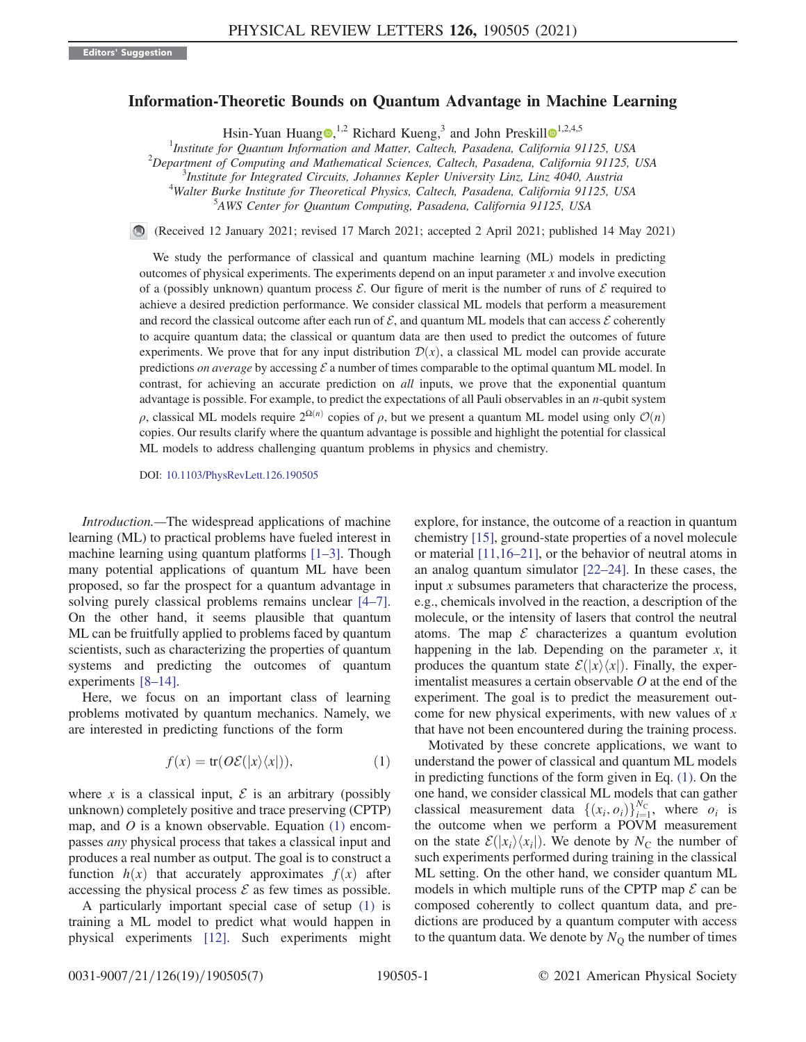Editors' Suggestion

# Information-Theoretic Bounds on Quantum Advantage in Machine Learning

Hsin-Yuan Huang,[1,2] Richard Kueng,[3] and John Preskill[1,2,4,5]

[1]Institute for Quantum Information and Matter, Caltech, Pasadena, California 91125, USA
[2]Department of Computing and Mathematical Sciences, Caltech, Pasadena, California 91125, USA
[3]Institute for Integrated Circuits, Johannes Kepler University Linz, Linz 4040, Austria
[4]Walter Burke Institute for Theoretical Physics, Caltech, Pasadena, California 91125, USA
[5]AWS Center for Quantum Computing, Pasadena, California 91125, USA

(Received 12 January 2021; revised 17 March 2021; accepted 2 April 2021; published 14 May 2021)

We study the performance of classical and quantum machine learning (ML) models in predicting outcomes of physical experiments. The experiments depend on an input parameter $x$ and involve execution of a (possibly unknown) quantum process $\mathcal{E}$. Our figure of merit is the number of runs of $\mathcal{E}$ required to achieve a desired prediction performance. We consider classical ML models that perform a measurement and record the classical outcome after each run of $\mathcal{E}$, and quantum ML models that can access $\mathcal{E}$ coherently to acquire quantum data; the classical or quantum data are then used to predict the outcomes of future experiments. We prove that for any input distribution $\mathcal{D}(x)$, a classical ML model can provide accurate predictions *on average* by accessing $\mathcal{E}$ a number of times comparable to the optimal quantum ML model. In contrast, for achieving an accurate prediction on *all* inputs, we prove that the exponential quantum advantage is possible. For example, to predict the expectations of all Pauli observables in an $n$-qubit system $\rho$, classical ML models require $2^{\Omega(n)}$ copies of $\rho$, but we present a quantum ML model using only $\mathcal{O}(n)$ copies. Our results clarify where the quantum advantage is possible and highlight the potential for classical ML models to address challenging quantum problems in physics and chemistry.

DOI: 10.1103/PhysRevLett.126.190505

*Introduction.*—The widespread applications of machine learning (ML) to practical problems have fueled interest in machine learning using quantum platforms [1–3]. Though many potential applications of quantum ML have been proposed, so far the prospect for a quantum advantage in solving purely classical problems remains unclear [4–7]. On the other hand, it seems plausible that quantum ML can be fruitfully applied to problems faced by quantum scientists, such as characterizing the properties of quantum systems and predicting the outcomes of quantum experiments [8–14].

Here, we focus on an important class of learning problems motivated by quantum mechanics. Namely, we are interested in predicting functions of the form

$$f(x) = \mathrm{tr}(O\mathcal{E}(|x\rangle\langle x|)), \tag{1}$$

where $x$ is a classical input, $\mathcal{E}$ is an arbitrary (possibly unknown) completely positive and trace preserving (CPTP) map, and $O$ is a known observable. Equation (1) encompasses *any* physical process that takes a classical input and produces a real number as output. The goal is to construct a function $h(x)$ that accurately approximates $f(x)$ after accessing the physical process $\mathcal{E}$ as few times as possible.

A particularly important special case of setup (1) is training a ML model to predict what would happen in physical experiments [12]. Such experiments might explore, for instance, the outcome of a reaction in quantum chemistry [15], ground-state properties of a novel molecule or material [11,16–21], or the behavior of neutral atoms in an analog quantum simulator [22–24]. In these cases, the input $x$ subsumes parameters that characterize the process, e.g., chemicals involved in the reaction, a description of the molecule, or the intensity of lasers that control the neutral atoms. The map $\mathcal{E}$ characterizes a quantum evolution happening in the lab. Depending on the parameter $x$, it produces the quantum state $\mathcal{E}(|x\rangle\langle x|)$. Finally, the experimentalist measures a certain observable $O$ at the end of the experiment. The goal is to predict the measurement outcome for new physical experiments, with new values of $x$ that have not been encountered during the training process.

Motivated by these concrete applications, we want to understand the power of classical and quantum ML models in predicting functions of the form given in Eq. (1). On the one hand, we consider classical ML models that can gather classical measurement data $\{(x_i, o_i)\}_{i=1}^{N_C}$, where $o_i$ is the outcome when we perform a POVM measurement on the state $\mathcal{E}(|x_i\rangle\langle x_i|)$. We denote by $N_C$ the number of such experiments performed during training in the classical ML setting. On the other hand, we consider quantum ML models in which multiple runs of the CPTP map $\mathcal{E}$ can be composed coherently to collect quantum data, and predictions are produced by a quantum computer with access to the quantum data. We denote by $N_Q$ the number of times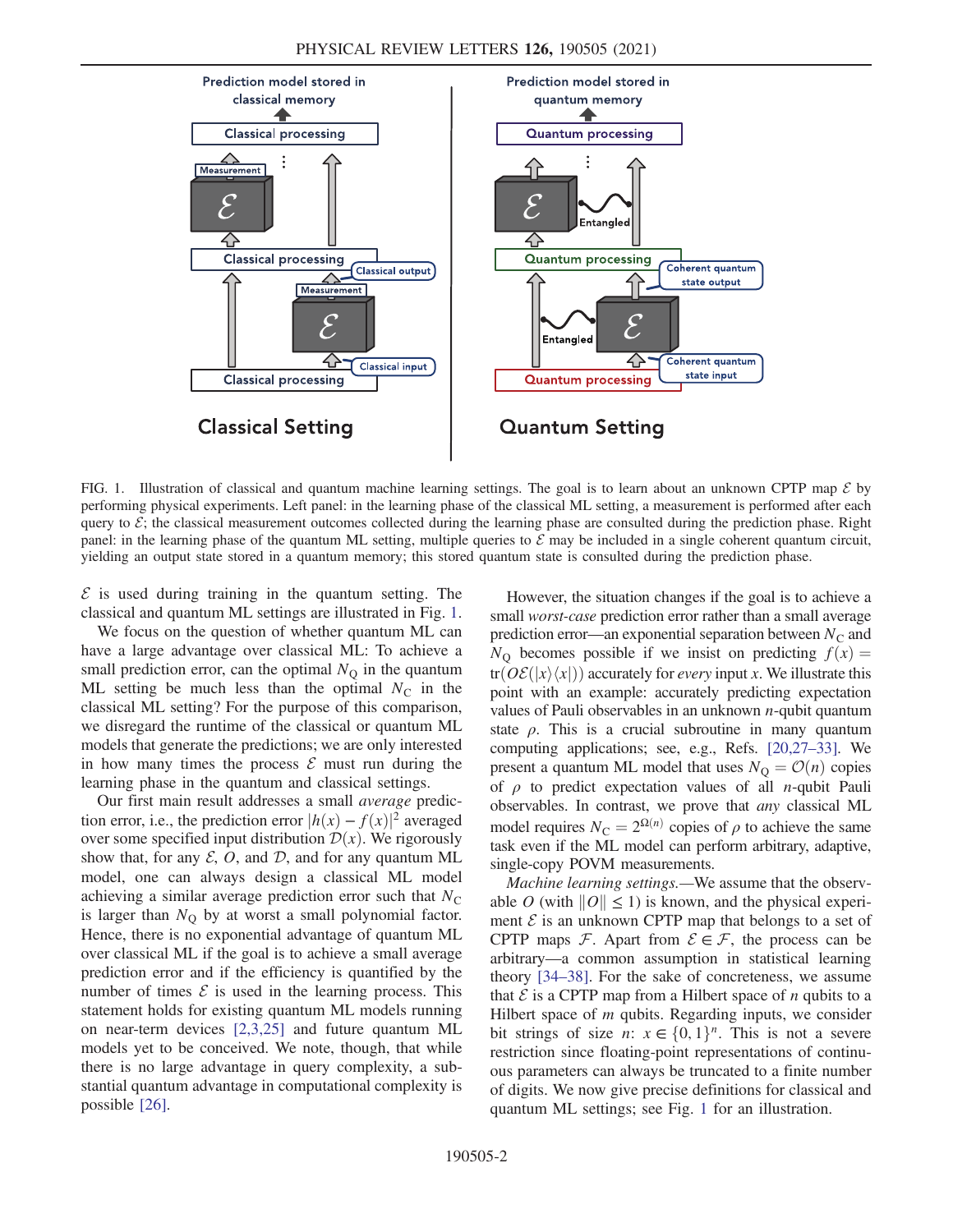FIG. 1. Illustration of classical and quantum machine learning settings. The goal is to learn about an unknown CPTP map $\mathcal{E}$ by performing physical experiments. Left panel: in the learning phase of the classical ML setting, a measurement is performed after each query to $\mathcal{E}$; the classical measurement outcomes collected during the learning phase are consulted during the prediction phase. Right panel: in the learning phase of the quantum ML setting, multiple queries to $\mathcal{E}$ may be included in a single coherent quantum circuit, yielding an output state stored in a quantum memory; this stored quantum state is consulted during the prediction phase.

$\mathcal{E}$ is used during training in the quantum setting. The classical and quantum ML settings are illustrated in Fig. 1.

We focus on the question of whether quantum ML can have a large advantage over classical ML: To achieve a small prediction error, can the optimal $N_Q$ in the quantum ML setting be much less than the optimal $N_C$ in the classical ML setting? For the purpose of this comparison, we disregard the runtime of the classical or quantum ML models that generate the predictions; we are only interested in how many times the process $\mathcal{E}$ must run during the learning phase in the quantum and classical settings.

Our first main result addresses a small *average* prediction error, i.e., the prediction error $|h(x) - f(x)|^2$ averaged over some specified input distribution $\mathcal{D}(x)$. We rigorously show that, for any $\mathcal{E}$, $O$, and $\mathcal{D}$, and for any quantum ML model, one can always design a classical ML model achieving a similar average prediction error such that $N_C$ is larger than $N_Q$ by at worst a small polynomial factor. Hence, there is no exponential advantage of quantum ML over classical ML if the goal is to achieve a small average prediction error and if the efficiency is quantified by the number of times $\mathcal{E}$ is used in the learning process. This statement holds for existing quantum ML models running on near-term devices [2,3,25] and future quantum ML models yet to be conceived. We note, though, that while there is no large advantage in query complexity, a substantial quantum advantage in computational complexity is possible [26].

However, the situation changes if the goal is to achieve a small *worst-case* prediction error rather than a small average prediction error—an exponential separation between $N_C$ and $N_Q$ becomes possible if we insist on predicting $f(x) = \mathrm{tr}(O\mathcal{E}(|x\rangle\langle x|))$ accurately for *every* input $x$. We illustrate this point with an example: accurately predicting expectation values of Pauli observables in an unknown $n$-qubit quantum state $\rho$. This is a crucial subroutine in many quantum computing applications; see, e.g., Refs. [20,27–33]. We present a quantum ML model that uses $N_Q = \mathcal{O}(n)$ copies of $\rho$ to predict expectation values of all $n$-qubit Pauli observables. In contrast, we prove that *any* classical ML model requires $N_C = 2^{\Omega(n)}$ copies of $\rho$ to achieve the same task even if the ML model can perform arbitrary, adaptive, single-copy POVM measurements.

*Machine learning settings.*—We assume that the observable $O$ (with $\|O\| \leq 1$) is known, and the physical experiment $\mathcal{E}$ is an unknown CPTP map that belongs to a set of CPTP maps $\mathcal{F}$. Apart from $\mathcal{E} \in \mathcal{F}$, the process can be arbitrary—a common assumption in statistical learning theory [34–38]. For the sake of concreteness, we assume that $\mathcal{E}$ is a CPTP map from a Hilbert space of $n$ qubits to a Hilbert space of $m$ qubits. Regarding inputs, we consider bit strings of size $n$: $x \in \{0,1\}^n$. This is not a severe restriction since floating-point representations of continuous parameters can always be truncated to a finite number of digits. We now give precise definitions for classical and quantum ML settings; see Fig. 1 for an illustration.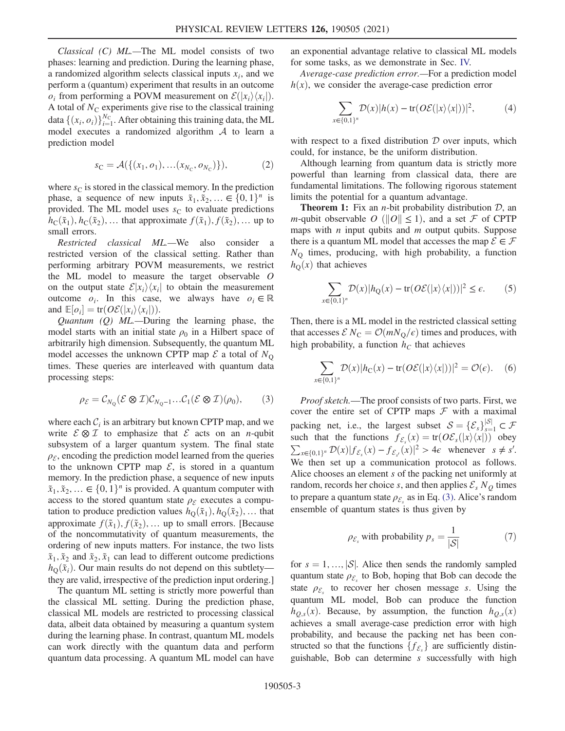*Classical (C) ML.*—The ML model consists of two phases: learning and prediction. During the learning phase, a randomized algorithm selects classical inputs $x_i$, and we perform a (quantum) experiment that results in an outcome $o_i$ from performing a POVM measurement on $\mathcal{E}(|x_i\rangle\langle x_i|)$. A total of $N_C$ experiments give rise to the classical training data $\{(x_i, o_i)\}_{i=1}^{N_C}$. After obtaining this training data, the ML model executes a randomized algorithm $\mathcal{A}$ to learn a prediction model

$$s_C = \mathcal{A}(\{(x_1, o_1), \ldots (x_{N_C}, o_{N_C})\}), \tag{2}$$

where $s_C$ is stored in the classical memory. In the prediction phase, a sequence of new inputs $\tilde{x}_1, \tilde{x}_2, \ldots \in \{0,1\}^n$ is provided. The ML model uses $s_C$ to evaluate predictions $h_C(\tilde{x}_1), h_C(\tilde{x}_2), \ldots$ that approximate $f(\tilde{x}_1), f(\tilde{x}_2), \ldots$ up to small errors.

*Restricted classical ML.*—We also consider a restricted version of the classical setting. Rather than performing arbitrary POVM measurements, we restrict the ML model to measure the target observable $O$ on the output state $\mathcal{E}|x_i\rangle\langle x_i|$ to obtain the measurement outcome $o_i$. In this case, we always have $o_i \in \mathbb{R}$ and $\mathbb{E}[o_i] = \mathrm{tr}(O\mathcal{E}(|x_i\rangle\langle x_i|))$.

*Quantum (Q) ML.*—During the learning phase, the model starts with an initial state $\rho_0$ in a Hilbert space of arbitrarily high dimension. Subsequently, the quantum ML model accesses the unknown CPTP map $\mathcal{E}$ a total of $N_Q$ times. These queries are interleaved with quantum data processing steps:

$$\rho_{\mathcal{E}} = \mathcal{C}_{N_Q}(\mathcal{E} \otimes \mathcal{I})\mathcal{C}_{N_Q-1} \ldots \mathcal{C}_1(\mathcal{E} \otimes \mathcal{I})(\rho_0), \tag{3}$$

where each $\mathcal{C}_i$ is an arbitrary but known CPTP map, and we write $\mathcal{E} \otimes \mathcal{I}$ to emphasize that $\mathcal{E}$ acts on an $n$-qubit subsystem of a larger quantum system. The final state $\rho_{\mathcal{E}}$, encoding the prediction model learned from the queries to the unknown CPTP map $\mathcal{E}$, is stored in a quantum memory. In the prediction phase, a sequence of new inputs $\tilde{x}_1, \tilde{x}_2, \ldots \in \{0,1\}^n$ is provided. A quantum computer with access to the stored quantum state $\rho_{\mathcal{E}}$ executes a computation to produce prediction values $h_Q(\tilde{x}_1), h_Q(\tilde{x}_2), \ldots$ that approximate $f(\tilde{x}_1), f(\tilde{x}_2), \ldots$ up to small errors. [Because of the noncommutativity of quantum measurements, the ordering of new inputs matters. For instance, the two lists $\tilde{x}_1, \tilde{x}_2$ and $\tilde{x}_2, \tilde{x}_1$ can lead to different outcome predictions $h_Q(\tilde{x}_i)$. Our main results do not depend on this subtlety—they are valid, irrespective of the prediction input ordering.]

The quantum ML setting is strictly more powerful than the classical ML setting. During the prediction phase, classical ML models are restricted to processing classical data, albeit data obtained by measuring a quantum system during the learning phase. In contrast, quantum ML models can work directly with the quantum data and perform quantum data processing. A quantum ML model can have an exponential advantage relative to classical ML models for some tasks, as we demonstrate in Sec. IV.

*Average-case prediction error.*—For a prediction model $h(x)$, we consider the average-case prediction error

$$\sum_{x \in \{0,1\}^n} \mathcal{D}(x) |h(x) - \mathrm{tr}(O\mathcal{E}(|x\rangle\langle x|))|^2, \tag{4}$$

with respect to a fixed distribution $\mathcal{D}$ over inputs, which could, for instance, be the uniform distribution.

Although learning from quantum data is strictly more powerful than learning from classical data, there are fundamental limitations. The following rigorous statement limits the potential for a quantum advantage.

**Theorem 1:** Fix an $n$-bit probability distribution $\mathcal{D}$, an $m$-qubit observable $O$ ($\|O\| \leq 1$), and a set $\mathcal{F}$ of CPTP maps with $n$ input qubits and $m$ output qubits. Suppose there is a quantum ML model that accesses the map $\mathcal{E} \in \mathcal{F}$ $N_Q$ times, producing, with high probability, a function $h_Q(x)$ that achieves

$$\sum_{x \in \{0,1\}^n} \mathcal{D}(x) |h_Q(x) - \mathrm{tr}(O\mathcal{E}(|x\rangle\langle x|))|^2 \leq \epsilon. \tag{5}$$

Then, there is a ML model in the restricted classical setting that accesses $\mathcal{E}$ $N_C = \mathcal{O}(mN_Q/\epsilon)$ times and produces, with high probability, a function $h_C$ that achieves

$$\sum_{x \in \{0,1\}^n} \mathcal{D}(x) |h_C(x) - \mathrm{tr}(O\mathcal{E}(|x\rangle\langle x|))|^2 = \mathcal{O}(\epsilon). \tag{6}$$

*Proof sketch.*—The proof consists of two parts. First, we cover the entire set of CPTP maps $\mathcal{F}$ with a maximal packing net, i.e., the largest subset $\mathcal{S} = \{\mathcal{E}_s\}_{s=1}^{|\mathcal{S}|} \subset \mathcal{F}$ such that the functions $f_{\mathcal{E}_s}(x) = \mathrm{tr}(O\mathcal{E}_s(|x\rangle\langle x|))$ obey $\sum_{x \in \{0,1\}^n} \mathcal{D}(x) |f_{\mathcal{E}_s}(x) - f_{\mathcal{E}_{s'}}(x)|^2 > 4\epsilon$ whenever $s \neq s'$. We then set up a communication protocol as follows. Alice chooses an element $s$ of the packing net uniformly at random, records her choice $s$, and then applies $\mathcal{E}_s$ $N_Q$ times to prepare a quantum state $\rho_{\mathcal{E}_s}$ as in Eq. (3). Alice's random ensemble of quantum states is thus given by

$$\rho_{\mathcal{E}_s} \text{ with probability } p_s = \frac{1}{|\mathcal{S}|} \tag{7}$$

for $s = 1, \ldots, |\mathcal{S}|$. Alice then sends the randomly sampled quantum state $\rho_{\mathcal{E}_s}$ to Bob, hoping that Bob can decode the state $\rho_{\mathcal{E}_s}$ to recover her chosen message $s$. Using the quantum ML model, Bob can produce the function $h_{Q,s}(x)$. Because, by assumption, the function $h_{Q,s}(x)$ achieves a small average-case prediction error with high probability, and because the packing net has been constructed so that the functions $\{f_{\mathcal{E}_s}\}$ are sufficiently distinguishable, Bob can determine $s$ successfully with high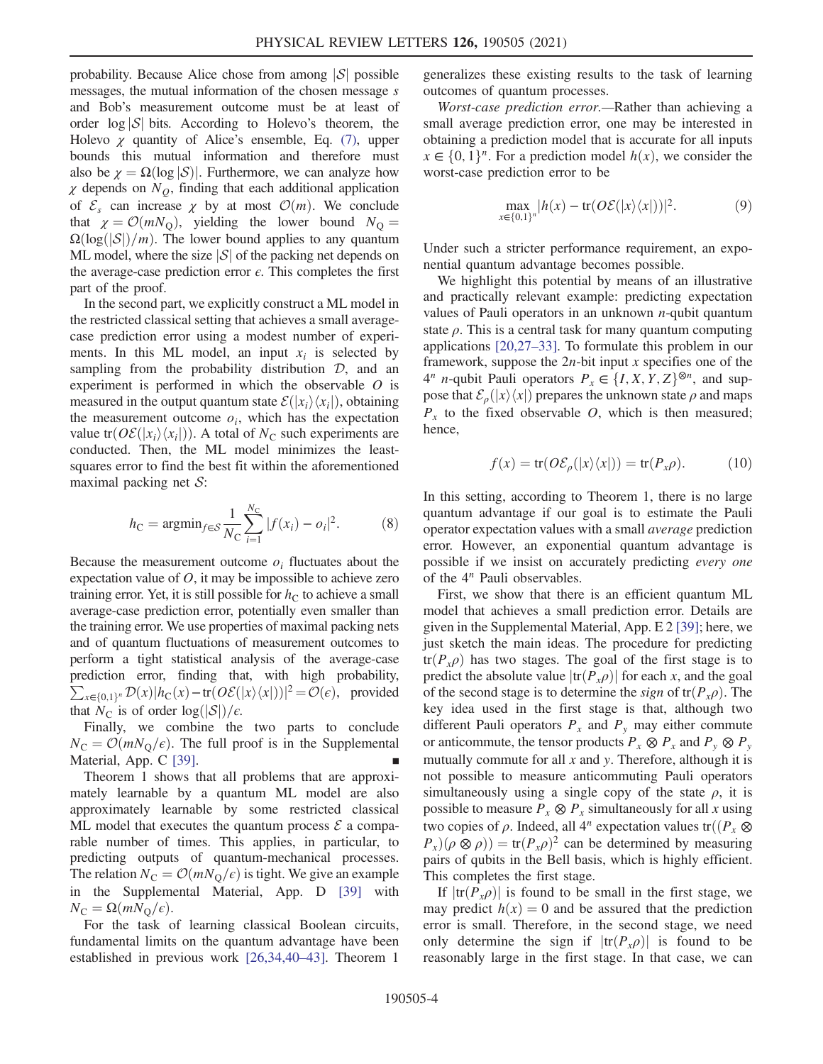probability. Because Alice chose from among $|\mathcal{S}|$ possible messages, the mutual information of the chosen message $s$ and Bob's measurement outcome must be at least of order $\log|\mathcal{S}|$ bits. According to Holevo's theorem, the Holevo $\chi$ quantity of Alice's ensemble, Eq. (7), upper bounds this mutual information and therefore must also be $\chi = \Omega(\log|\mathcal{S}|)$. Furthermore, we can analyze how $\chi$ depends on $N_Q$, finding that each additional application of $\mathcal{E}_s$ can increase $\chi$ by at most $\mathcal{O}(m)$. We conclude that $\chi = \mathcal{O}(mN_\mathrm{Q})$, yielding the lower bound $N_\mathrm{Q} = \Omega(\log(|\mathcal{S}|)/m)$. The lower bound applies to any quantum ML model, where the size $|\mathcal{S}|$ of the packing net depends on the average-case prediction error $\epsilon$. This completes the first part of the proof.

In the second part, we explicitly construct a ML model in the restricted classical setting that achieves a small average-case prediction error using a modest number of experiments. In this ML model, an input $x_i$ is selected by sampling from the probability distribution $\mathcal{D}$, and an experiment is performed in which the observable $O$ is measured in the output quantum state $\mathcal{E}(|x_i\rangle\langle x_i|)$, obtaining the measurement outcome $o_i$, which has the expectation value $\mathrm{tr}(O\mathcal{E}(|x_i\rangle\langle x_i|))$. A total of $N_\mathrm{C}$ such experiments are conducted. Then, the ML model minimizes the least-squares error to find the best fit within the aforementioned maximal packing net $\mathcal{S}$:

$$h_\mathrm{C} = \mathrm{argmin}_{f\in\mathcal{S}} \frac{1}{N_\mathrm{C}} \sum_{i=1}^{N_\mathrm{C}} |f(x_i) - o_i|^2. \tag{8}$$

Because the measurement outcome $o_i$ fluctuates about the expectation value of $O$, it may be impossible to achieve zero training error. Yet, it is still possible for $h_\mathrm{C}$ to achieve a small average-case prediction error, potentially even smaller than the training error. We use properties of maximal packing nets and of quantum fluctuations of measurement outcomes to perform a tight statistical analysis of the average-case prediction error, finding that, with high probability, $\sum_{x\in\{0,1\}^n} \mathcal{D}(x)|h_\mathrm{C}(x) - \mathrm{tr}(O\mathcal{E}(|x\rangle\langle x|))|^2 = \mathcal{O}(\epsilon)$, provided that $N_\mathrm{C}$ is of order $\log(|\mathcal{S}|)/\epsilon$.

Finally, we combine the two parts to conclude $N_\mathrm{C} = \mathcal{O}(mN_\mathrm{Q}/\epsilon)$. The full proof is in the Supplemental Material, App. C [39]. ∎

Theorem 1 shows that all problems that are approximately learnable by a quantum ML model are also approximately learnable by some restricted classical ML model that executes the quantum process $\mathcal{E}$ a comparable number of times. This applies, in particular, to predicting outputs of quantum-mechanical processes. The relation $N_\mathrm{C} = \mathcal{O}(mN_\mathrm{Q}/\epsilon)$ is tight. We give an example in the Supplemental Material, App. D [39] with $N_\mathrm{C} = \Omega(mN_\mathrm{Q}/\epsilon)$.

For the task of learning classical Boolean circuits, fundamental limits on the quantum advantage have been established in previous work [26,34,40–43]. Theorem 1 generalizes these existing results to the task of learning outcomes of quantum processes.

*Worst-case prediction error.*—Rather than achieving a small average prediction error, one may be interested in obtaining a prediction model that is accurate for all inputs $x \in \{0,1\}^n$. For a prediction model $h(x)$, we consider the worst-case prediction error to be

$$\max_{x\in\{0,1\}^n} |h(x) - \mathrm{tr}(O\mathcal{E}(|x\rangle\langle x|))|^2. \tag{9}$$

Under such a stricter performance requirement, an exponential quantum advantage becomes possible.

We highlight this potential by means of an illustrative and practically relevant example: predicting expectation values of Pauli operators in an unknown $n$-qubit quantum state $\rho$. This is a central task for many quantum computing applications [20,27–33]. To formulate this problem in our framework, suppose the $2n$-bit input $x$ specifies one of the $4^n$ $n$-qubit Pauli operators $P_x \in \{I, X, Y, Z\}^{\otimes n}$, and suppose that $\mathcal{E}_\rho(|x\rangle\langle x|)$ prepares the unknown state $\rho$ and maps $P_x$ to the fixed observable $O$, which is then measured; hence,

$$f(x) = \mathrm{tr}(O\mathcal{E}_\rho(|x\rangle\langle x|)) = \mathrm{tr}(P_x\rho). \tag{10}$$

In this setting, according to Theorem 1, there is no large quantum advantage if our goal is to estimate the Pauli operator expectation values with a small *average* prediction error. However, an exponential quantum advantage is possible if we insist on accurately predicting *every one* of the $4^n$ Pauli observables.

First, we show that there is an efficient quantum ML model that achieves a small prediction error. Details are given in the Supplemental Material, App. E 2 [39]; here, we just sketch the main ideas. The procedure for predicting $\mathrm{tr}(P_x\rho)$ has two stages. The goal of the first stage is to predict the absolute value $|\mathrm{tr}(P_x\rho)|$ for each $x$, and the goal of the second stage is to determine the *sign* of $\mathrm{tr}(P_x\rho)$. The key idea used in the first stage is that, although two different Pauli operators $P_x$ and $P_y$ may either commute or anticommute, the tensor products $P_x \otimes P_x$ and $P_y \otimes P_y$ mutually commute for all $x$ and $y$. Therefore, although it is not possible to measure anticommuting Pauli operators simultaneously using a single copy of the state $\rho$, it is possible to measure $P_x \otimes P_x$ simultaneously for all $x$ using two copies of $\rho$. Indeed, all $4^n$ expectation values $\mathrm{tr}((P_x \otimes P_x)(\rho\otimes\rho)) = \mathrm{tr}(P_x\rho)^2$ can be determined by measuring pairs of qubits in the Bell basis, which is highly efficient. This completes the first stage.

If $|\mathrm{tr}(P_x\rho)|$ is found to be small in the first stage, we may predict $h(x) = 0$ and be assured that the prediction error is small. Therefore, in the second stage, we need only determine the sign if $|\mathrm{tr}(P_x\rho)|$ is found to be reasonably large in the first stage. In that case, we can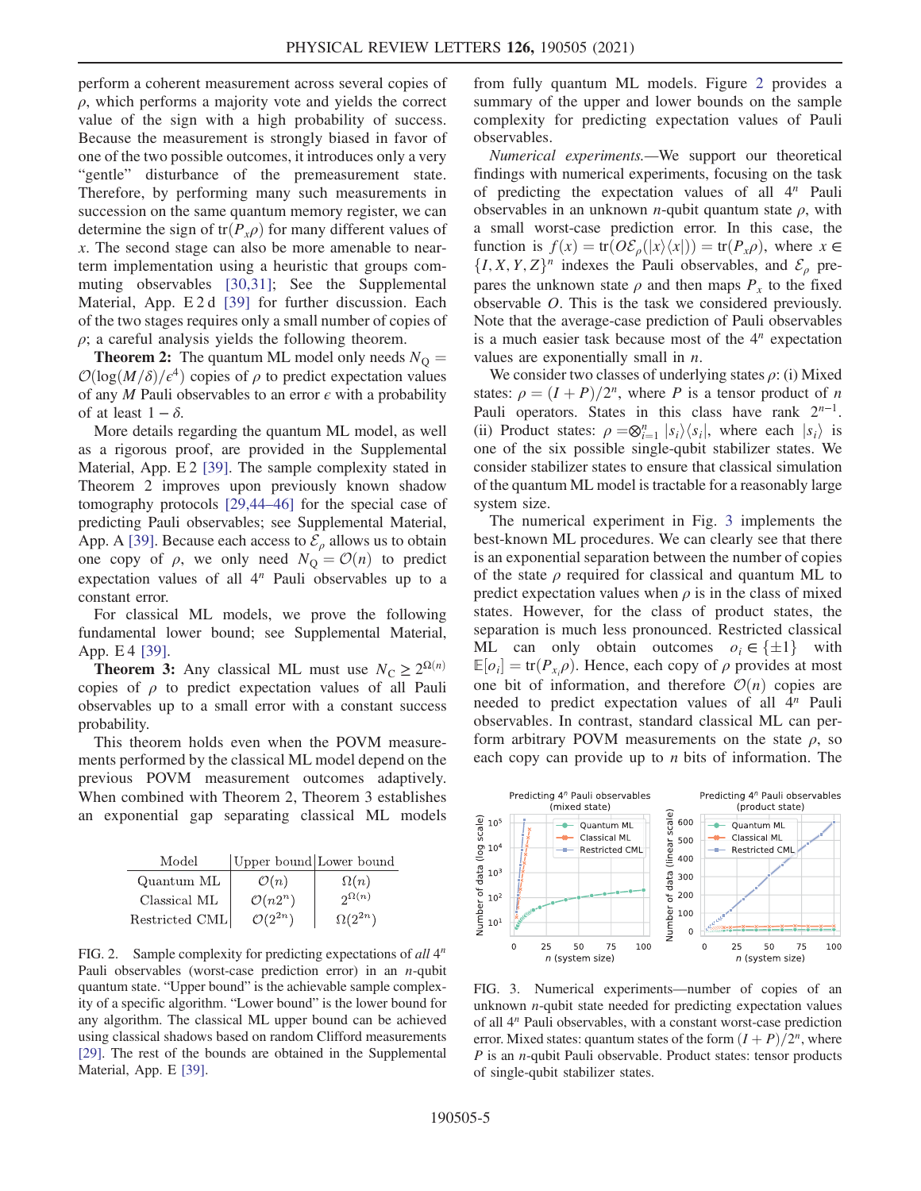perform a coherent measurement across several copies of $\rho$, which performs a majority vote and yields the correct value of the sign with a high probability of success. Because the measurement is strongly biased in favor of one of the two possible outcomes, it introduces only a very "gentle" disturbance of the premeasurement state. Therefore, by performing many such measurements in succession on the same quantum memory register, we can determine the sign of $\mathrm{tr}(P_x\rho)$ for many different values of $x$. The second stage can also be more amenable to near-term implementation using a heuristic that groups commuting observables [30,31]; See the Supplemental Material, App. E 2 d [39] for further discussion. Each of the two stages requires only a small number of copies of $\rho$; a careful analysis yields the following theorem.

**Theorem 2:** The quantum ML model only needs $N_Q = \mathcal{O}(\log(M/\delta)/\epsilon^4)$ copies of $\rho$ to predict expectation values of any $M$ Pauli observables to an error $\epsilon$ with a probability of at least $1-\delta$.

More details regarding the quantum ML model, as well as a rigorous proof, are provided in the Supplemental Material, App. E 2 [39]. The sample complexity stated in Theorem 2 improves upon previously known shadow tomography protocols [29,44–46] for the special case of predicting Pauli observables; see Supplemental Material, App. A [39]. Because each access to $\mathcal{E}_\rho$ allows us to obtain one copy of $\rho$, we only need $N_Q = \mathcal{O}(n)$ to predict expectation values of all $4^n$ Pauli observables up to a constant error.

For classical ML models, we prove the following fundamental lower bound; see Supplemental Material, App. E 4 [39].

**Theorem 3:** Any classical ML must use $N_C \geq 2^{\Omega(n)}$ copies of $\rho$ to predict expectation values of all Pauli observables up to a small error with a constant success probability.

This theorem holds even when the POVM measurements performed by the classical ML model depend on the previous POVM measurement outcomes adaptively. When combined with Theorem 2, Theorem 3 establishes an exponential gap separating classical ML models from fully quantum ML models. Figure 2 provides a summary of the upper and lower bounds on the sample complexity for predicting expectation values of Pauli observables.

| Model | Upper bound | Lower bound |
| --- | --- | --- |
| Quantum ML | $\mathcal{O}(n)$ | $\Omega(n)$ |
| Classical ML | $\mathcal{O}(n2^n)$ | $2^{\Omega(n)}$ |
| Restricted CML | $\mathcal{O}(2^{2n})$ | $\Omega(2^{2n})$ |

FIG. 2. Sample complexity for predicting expectations of *all* $4^n$ Pauli observables (worst-case prediction error) in an $n$-qubit quantum state. "Upper bound" is the achievable sample complexity of a specific algorithm. "Lower bound" is the lower bound for any algorithm. The classical ML upper bound can be achieved using classical shadows based on random Clifford measurements [29]. The rest of the bounds are obtained in the Supplemental Material, App. E [39].

*Numerical experiments.*—We support our theoretical findings with numerical experiments, focusing on the task of predicting the expectation values of all $4^n$ Pauli observables in an unknown $n$-qubit quantum state $\rho$, with a small worst-case prediction error. In this case, the function is $f(x) = \mathrm{tr}(O\mathcal{E}_\rho(|x\rangle\langle x|)) = \mathrm{tr}(P_x\rho)$, where $x \in \{I, X, Y, Z\}^n$ indexes the Pauli observables, and $\mathcal{E}_\rho$ prepares the unknown state $\rho$ and then maps $P_x$ to the fixed observable $O$. This is the task we considered previously. Note that the average-case prediction of Pauli observables is a much easier task because most of the $4^n$ expectation values are exponentially small in $n$.

We consider two classes of underlying states $\rho$: (i) Mixed states: $\rho = (I+P)/2^n$, where $P$ is a tensor product of $n$ Pauli operators. States in this class have rank $2^{n-1}$. (ii) Product states: $\rho = \bigotimes_{i=1}^n |s_i\rangle\langle s_i|$, where each $|s_i\rangle$ is one of the six possible single-qubit stabilizer states. We consider stabilizer states to ensure that classical simulation of the quantum ML model is tractable for a reasonably large system size.

The numerical experiment in Fig. 3 implements the best-known ML procedures. We can clearly see that there is an exponential separation between the number of copies of the state $\rho$ required for classical and quantum ML to predict expectation values when $\rho$ is in the class of mixed states. However, for the class of product states, the separation is much less pronounced. Restricted classical ML can only obtain outcomes $o_i \in \{\pm 1\}$ with $\mathbb{E}[o_i] = \mathrm{tr}(P_{x_i}\rho)$. Hence, each copy of $\rho$ provides at most one bit of information, and therefore $\mathcal{O}(n)$ copies are needed to predict expectation values of all $4^n$ Pauli observables. In contrast, standard classical ML can perform arbitrary POVM measurements on the state $\rho$, so each copy can provide up to $n$ bits of information. The

FIG. 3. Numerical experiments—number of copies of an unknown $n$-qubit state needed for predicting expectation values of all $4^n$ Pauli observables, with a constant worst-case prediction error. Mixed states: quantum states of the form $(I+P)/2^n$, where $P$ is an $n$-qubit Pauli observable. Product states: tensor products of single-qubit stabilizer states.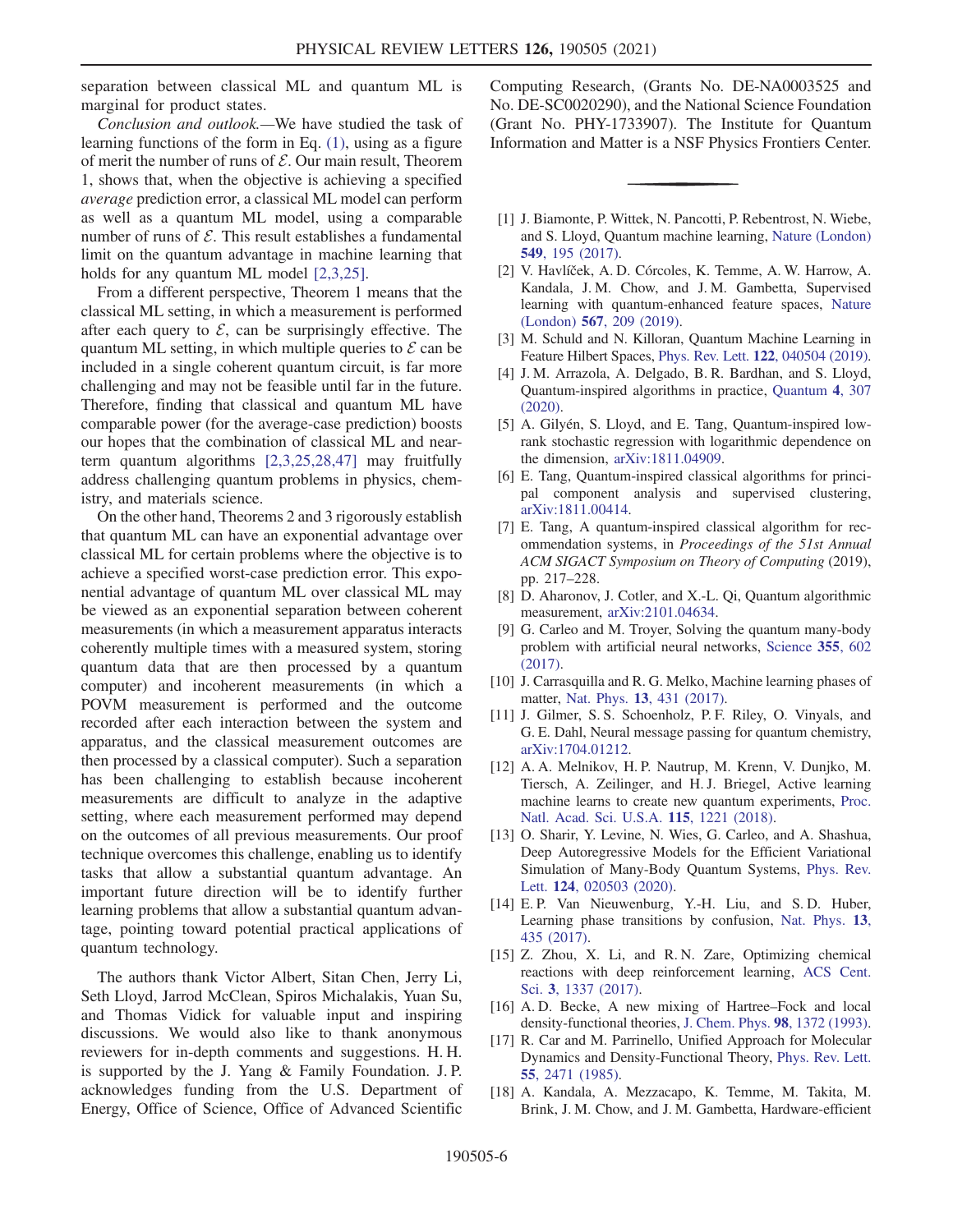separation between classical ML and quantum ML is marginal for product states.

*Conclusion and outlook.*—We have studied the task of learning functions of the form in Eq. (1), using as a figure of merit the number of runs of $\mathcal{E}$. Our main result, Theorem 1, shows that, when the objective is achieving a specified *average* prediction error, a classical ML model can perform as well as a quantum ML model, using a comparable number of runs of $\mathcal{E}$. This result establishes a fundamental limit on the quantum advantage in machine learning that holds for any quantum ML model [2,3,25].

From a different perspective, Theorem 1 means that the classical ML setting, in which a measurement is performed after each query to $\mathcal{E}$, can be surprisingly effective. The quantum ML setting, in which multiple queries to $\mathcal{E}$ can be included in a single coherent quantum circuit, is far more challenging and may not be feasible until far in the future. Therefore, finding that classical and quantum ML have comparable power (for the average-case prediction) boosts our hopes that the combination of classical ML and near-term quantum algorithms [2,3,25,28,47] may fruitfully address challenging quantum problems in physics, chemistry, and materials science.

On the other hand, Theorems 2 and 3 rigorously establish that quantum ML can have an exponential advantage over classical ML for certain problems where the objective is to achieve a specified worst-case prediction error. This exponential advantage of quantum ML over classical ML may be viewed as an exponential separation between coherent measurements (in which a measurement apparatus interacts coherently multiple times with a measured system, storing quantum data that are then processed by a quantum computer) and incoherent measurements (in which a POVM measurement is performed and the outcome recorded after each interaction between the system and apparatus, and the classical measurement outcomes are then processed by a classical computer). Such a separation has been challenging to establish because incoherent measurements are difficult to analyze in the adaptive setting, where each measurement performed may depend on the outcomes of all previous measurements. Our proof technique overcomes this challenge, enabling us to identify tasks that allow a substantial quantum advantage. An important future direction will be to identify further learning problems that allow a substantial quantum advantage, pointing toward potential practical applications of quantum technology.

The authors thank Victor Albert, Sitan Chen, Jerry Li, Seth Lloyd, Jarrod McClean, Spiros Michalakis, Yuan Su, and Thomas Vidick for valuable input and inspiring discussions. We would also like to thank anonymous reviewers for in-depth comments and suggestions. H. H. is supported by the J. Yang & Family Foundation. J. P. acknowledges funding from the U.S. Department of Energy, Office of Science, Office of Advanced Scientific Computing Research, (Grants No. DE-NA0003525 and No. DE-SC0020290), and the National Science Foundation (Grant No. PHY-1733907). The Institute for Quantum Information and Matter is a NSF Physics Frontiers Center.

---

[1] J. Biamonte, P. Wittek, N. Pancotti, P. Rebentrost, N. Wiebe, and S. Lloyd, Quantum machine learning, Nature (London) **549**, 195 (2017).

[2] V. Havlíček, A. D. Córcoles, K. Temme, A. W. Harrow, A. Kandala, J. M. Chow, and J. M. Gambetta, Supervised learning with quantum-enhanced feature spaces, Nature (London) **567**, 209 (2019).

[3] M. Schuld and N. Killoran, Quantum Machine Learning in Feature Hilbert Spaces, Phys. Rev. Lett. **122**, 040504 (2019).

[4] J. M. Arrazola, A. Delgado, B. R. Bardhan, and S. Lloyd, Quantum-inspired algorithms in practice, Quantum **4**, 307 (2020).

[5] A. Gilyén, S. Lloyd, and E. Tang, Quantum-inspired low-rank stochastic regression with logarithmic dependence on the dimension, arXiv:1811.04909.

[6] E. Tang, Quantum-inspired classical algorithms for principal component analysis and supervised clustering, arXiv:1811.00414.

[7] E. Tang, A quantum-inspired classical algorithm for recommendation systems, in *Proceedings of the 51st Annual ACM SIGACT Symposium on Theory of Computing* (2019), pp. 217–228.

[8] D. Aharonov, J. Cotler, and X.-L. Qi, Quantum algorithmic measurement, arXiv:2101.04634.

[9] G. Carleo and M. Troyer, Solving the quantum many-body problem with artificial neural networks, Science **355**, 602 (2017).

[10] J. Carrasquilla and R. G. Melko, Machine learning phases of matter, Nat. Phys. **13**, 431 (2017).

[11] J. Gilmer, S. S. Schoenholz, P. F. Riley, O. Vinyals, and G. E. Dahl, Neural message passing for quantum chemistry, arXiv:1704.01212.

[12] A. A. Melnikov, H. P. Nautrup, M. Krenn, V. Dunjko, M. Tiersch, A. Zeilinger, and H. J. Briegel, Active learning machine learns to create new quantum experiments, Proc. Natl. Acad. Sci. U.S.A. **115**, 1221 (2018).

[13] O. Sharir, Y. Levine, N. Wies, G. Carleo, and A. Shashua, Deep Autoregressive Models for the Efficient Variational Simulation of Many-Body Quantum Systems, Phys. Rev. Lett. **124**, 020503 (2020).

[14] E. P. Van Nieuwenburg, Y.-H. Liu, and S. D. Huber, Learning phase transitions by confusion, Nat. Phys. **13**, 435 (2017).

[15] Z. Zhou, X. Li, and R. N. Zare, Optimizing chemical reactions with deep reinforcement learning, ACS Cent. Sci. **3**, 1337 (2017).

[16] A. D. Becke, A new mixing of Hartree–Fock and local density-functional theories, J. Chem. Phys. **98**, 1372 (1993).

[17] R. Car and M. Parrinello, Unified Approach for Molecular Dynamics and Density-Functional Theory, Phys. Rev. Lett. **55**, 2471 (1985).

[18] A. Kandala, A. Mezzacapo, K. Temme, M. Takita, M. Brink, J. M. Chow, and J. M. Gambetta, Hardware-efficient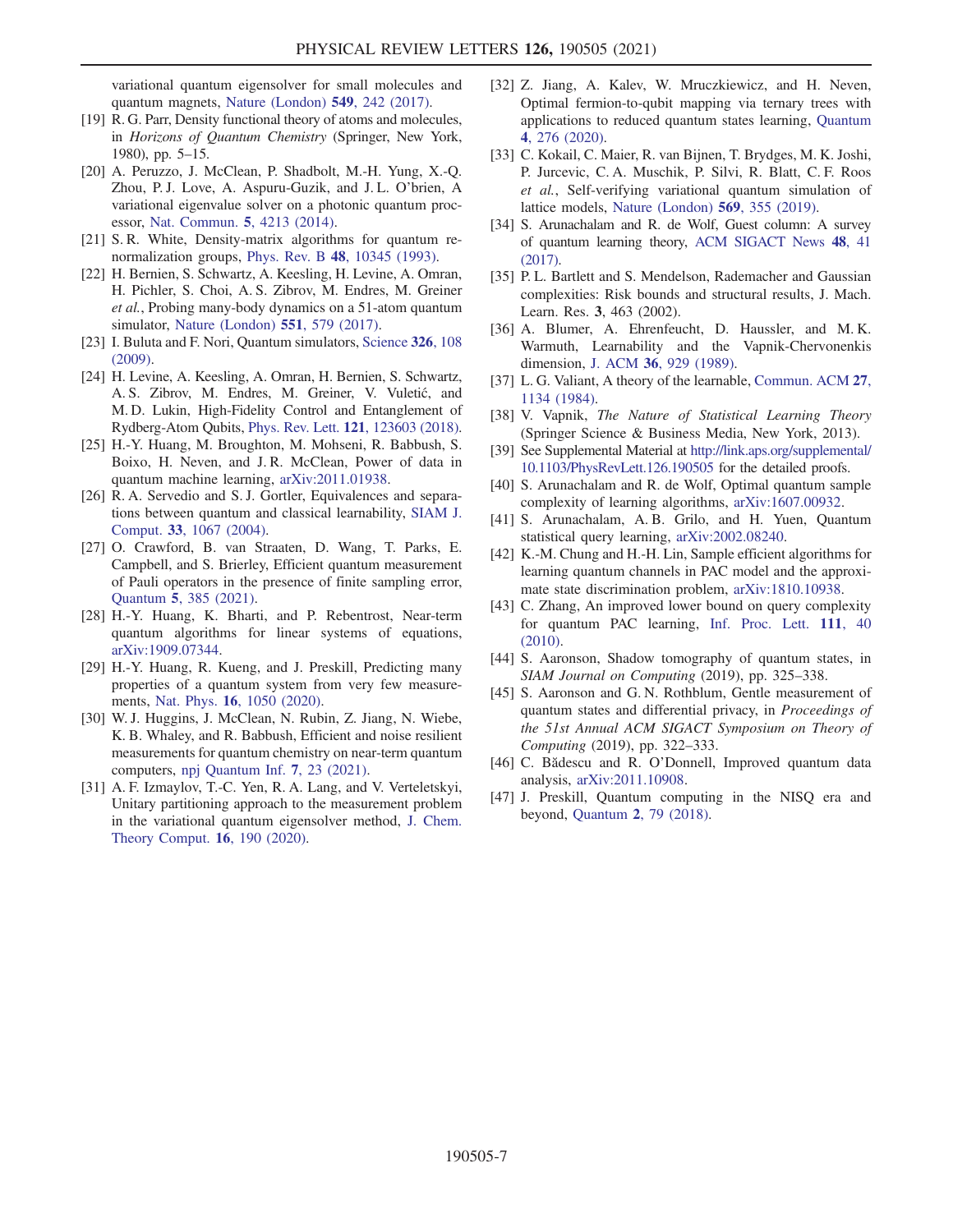variational quantum eigensolver for small molecules and quantum magnets, Nature (London) **549**, 242 (2017).

[19] R. G. Parr, Density functional theory of atoms and molecules, in *Horizons of Quantum Chemistry* (Springer, New York, 1980), pp. 5–15.

[20] A. Peruzzo, J. McClean, P. Shadbolt, M.-H. Yung, X.-Q. Zhou, P. J. Love, A. Aspuru-Guzik, and J. L. O'brien, A variational eigenvalue solver on a photonic quantum processor, Nat. Commun. **5**, 4213 (2014).

[21] S. R. White, Density-matrix algorithms for quantum renormalization groups, Phys. Rev. B **48**, 10345 (1993).

[22] H. Bernien, S. Schwartz, A. Keesling, H. Levine, A. Omran, H. Pichler, S. Choi, A. S. Zibrov, M. Endres, M. Greiner *et al.*, Probing many-body dynamics on a 51-atom quantum simulator, Nature (London) **551**, 579 (2017).

[23] I. Buluta and F. Nori, Quantum simulators, Science **326**, 108 (2009).

[24] H. Levine, A. Keesling, A. Omran, H. Bernien, S. Schwartz, A. S. Zibrov, M. Endres, M. Greiner, V. Vuletić, and M. D. Lukin, High-Fidelity Control and Entanglement of Rydberg-Atom Qubits, Phys. Rev. Lett. **121**, 123603 (2018).

[25] H.-Y. Huang, M. Broughton, M. Mohseni, R. Babbush, S. Boixo, H. Neven, and J. R. McClean, Power of data in quantum machine learning, arXiv:2011.01938.

[26] R. A. Servedio and S. J. Gortler, Equivalences and separations between quantum and classical learnability, SIAM J. Comput. **33**, 1067 (2004).

[27] O. Crawford, B. van Straaten, D. Wang, T. Parks, E. Campbell, and S. Brierley, Efficient quantum measurement of Pauli operators in the presence of finite sampling error, Quantum **5**, 385 (2021).

[28] H.-Y. Huang, K. Bharti, and P. Rebentrost, Near-term quantum algorithms for linear systems of equations, arXiv:1909.07344.

[29] H.-Y. Huang, R. Kueng, and J. Preskill, Predicting many properties of a quantum system from very few measurements, Nat. Phys. **16**, 1050 (2020).

[30] W. J. Huggins, J. McClean, N. Rubin, Z. Jiang, N. Wiebe, K. B. Whaley, and R. Babbush, Efficient and noise resilient measurements for quantum chemistry on near-term quantum computers, npj Quantum Inf. **7**, 23 (2021).

[31] A. F. Izmaylov, T.-C. Yen, R. A. Lang, and V. Verteletskyi, Unitary partitioning approach to the measurement problem in the variational quantum eigensolver method, J. Chem. Theory Comput. **16**, 190 (2020).

[32] Z. Jiang, A. Kalev, W. Mruczkiewicz, and H. Neven, Optimal fermion-to-qubit mapping via ternary trees with applications to reduced quantum states learning, Quantum **4**, 276 (2020).

[33] C. Kokail, C. Maier, R. van Bijnen, T. Brydges, M. K. Joshi, P. Jurcevic, C. A. Muschik, P. Silvi, R. Blatt, C. F. Roos *et al.*, Self-verifying variational quantum simulation of lattice models, Nature (London) **569**, 355 (2019).

[34] S. Arunachalam and R. de Wolf, Guest column: A survey of quantum learning theory, ACM SIGACT News **48**, 41 (2017).

[35] P. L. Bartlett and S. Mendelson, Rademacher and Gaussian complexities: Risk bounds and structural results, J. Mach. Learn. Res. **3**, 463 (2002).

[36] A. Blumer, A. Ehrenfeucht, D. Haussler, and M. K. Warmuth, Learnability and the Vapnik-Chervonenkis dimension, J. ACM **36**, 929 (1989).

[37] L. G. Valiant, A theory of the learnable, Commun. ACM **27**, 1134 (1984).

[38] V. Vapnik, *The Nature of Statistical Learning Theory* (Springer Science & Business Media, New York, 2013).

[39] See Supplemental Material at http://link.aps.org/supplemental/10.1103/PhysRevLett.126.190505 for the detailed proofs.

[40] S. Arunachalam and R. de Wolf, Optimal quantum sample complexity of learning algorithms, arXiv:1607.00932.

[41] S. Arunachalam, A. B. Grilo, and H. Yuen, Quantum statistical query learning, arXiv:2002.08240.

[42] K.-M. Chung and H.-H. Lin, Sample efficient algorithms for learning quantum channels in PAC model and the approximate state discrimination problem, arXiv:1810.10938.

[43] C. Zhang, An improved lower bound on query complexity for quantum PAC learning, Inf. Proc. Lett. **111**, 40 (2010).

[44] S. Aaronson, Shadow tomography of quantum states, in *SIAM Journal on Computing* (2019), pp. 325–338.

[45] S. Aaronson and G. N. Rothblum, Gentle measurement of quantum states and differential privacy, in *Proceedings of the 51st Annual ACM SIGACT Symposium on Theory of Computing* (2019), pp. 322–333.

[46] C. Bădescu and R. O'Donnell, Improved quantum data analysis, arXiv:2011.10908.

[47] J. Preskill, Quantum computing in the NISQ era and beyond, Quantum **2**, 79 (2018).